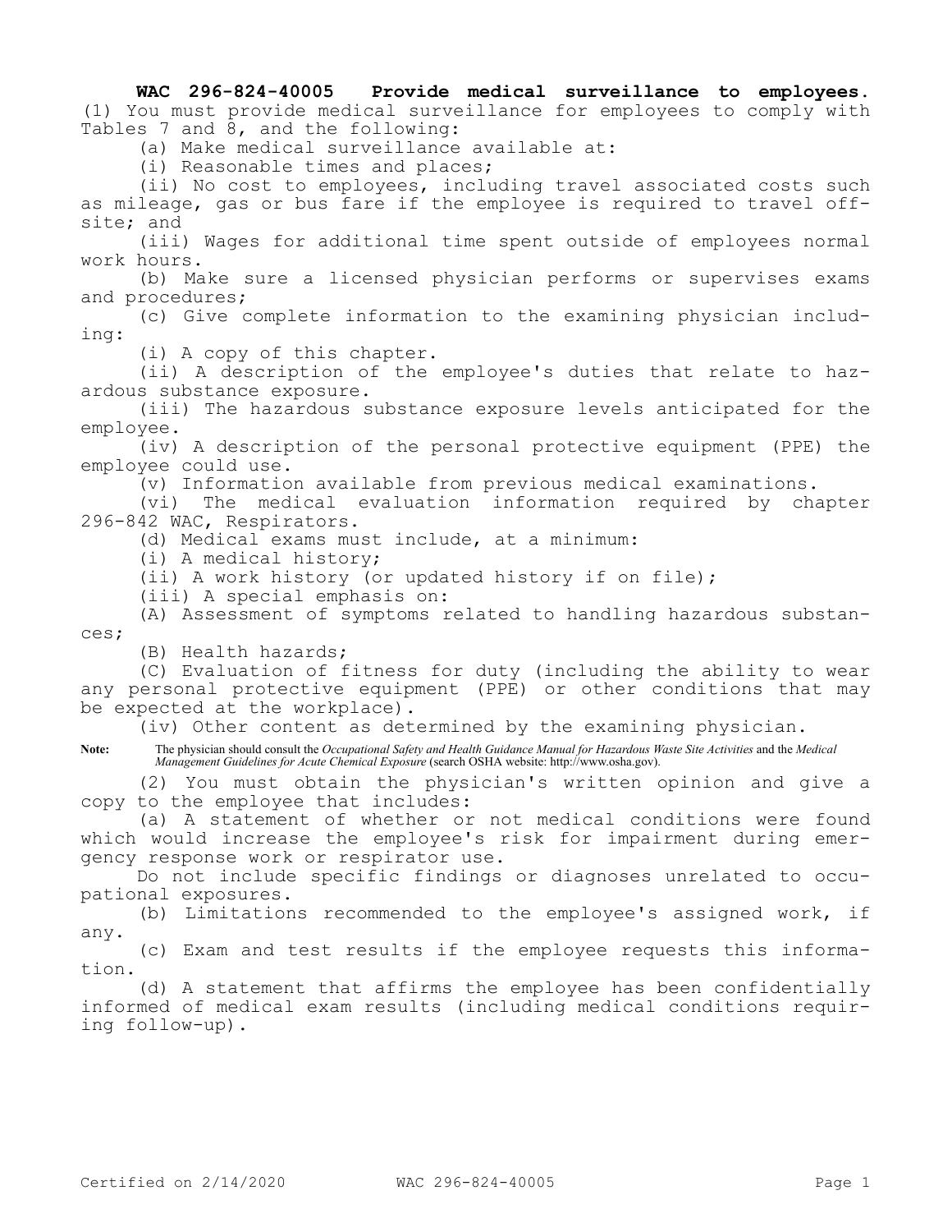**WAC 296-824-40005 Provide medical surveillance to employees.** (1) You must provide medical surveillance for employees to comply with Tables 7 and 8, and the following:

(a) Make medical surveillance available at:

(i) Reasonable times and places;

(ii) No cost to employees, including travel associated costs such as mileage, gas or bus fare if the employee is required to travel off-site; and

(iii) Wages for additional time spent outside of employees normal work hours.

(b) Make sure a licensed physician performs or supervises exams and procedures;

(c) Give complete information to the examining physician including:

(i) A copy of this chapter.

(ii) A description of the employee's duties that relate to hazardous substance exposure.

(iii) The hazardous substance exposure levels anticipated for the employee.

(iv) A description of the personal protective equipment (PPE) the employee could use.

(v) Information available from previous medical examinations.

(vi) The medical evaluation information required by chapter 296-842 WAC, Respirators.

(d) Medical exams must include, at a minimum:

(i) A medical history;

(ii) A work history (or updated history if on file);

(iii) A special emphasis on:

(A) Assessment of symptoms related to handling hazardous substances;

(B) Health hazards;

(C) Evaluation of fitness for duty (including the ability to wear any personal protective equipment (PPE) or other conditions that may be expected at the workplace).

(iv) Other content as determined by the examining physician.

**Note:** The physician should consult the *Occupational Safety and Health Guidance Manual for Hazardous Waste Site Activities* and the *Medical Management Guidelines for Acute Chemical Exposure* (search OSHA website: http://www.osha.gov).

(2) You must obtain the physician's written opinion and give a copy to the employee that includes:

(a) A statement of whether or not medical conditions were found which would increase the employee's risk for impairment during emergency response work or respirator use.

Do not include specific findings or diagnoses unrelated to occupational exposures.

(b) Limitations recommended to the employee's assigned work, if any.

(c) Exam and test results if the employee requests this information.

(d) A statement that affirms the employee has been confidentially informed of medical exam results (including medical conditions requiring follow-up).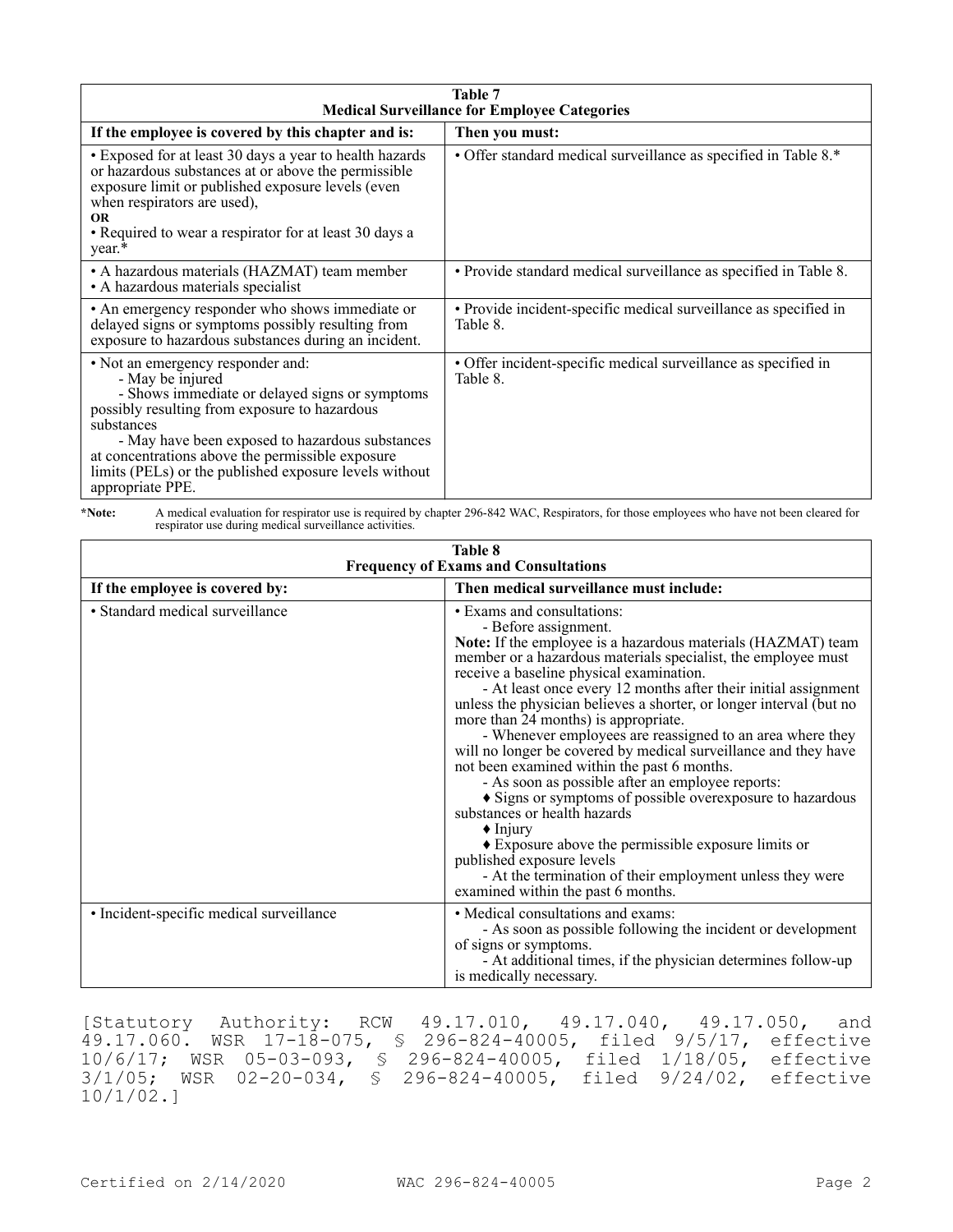| Table 7<br>Medical Surveillance for Employee Categories | |
|---|---|
| **If the employee is covered by this chapter and is:** | **Then you must:** |
| • Exposed for at least 30 days a year to health hazards or hazardous substances at or above the permissible exposure limit or published exposure levels (even when respirators are used),<br>**OR**<br>• Required to wear a respirator for at least 30 days a year.* | • Offer standard medical surveillance as specified in Table 8.* |
| • A hazardous materials (HAZMAT) team member<br>• A hazardous materials specialist | • Provide standard medical surveillance as specified in Table 8. |
| • An emergency responder who shows immediate or delayed signs or symptoms possibly resulting from exposure to hazardous substances during an incident. | • Provide incident-specific medical surveillance as specified in Table 8. |
| • Not an emergency responder and:<br>- May be injured<br>- Shows immediate or delayed signs or symptoms possibly resulting from exposure to hazardous substances<br>- May have been exposed to hazardous substances at concentrations above the permissible exposure limits (PELs) or the published exposure levels without appropriate PPE. | • Offer incident-specific medical surveillance as specified in Table 8. |

**\*Note:** A medical evaluation for respirator use is required by chapter 296-842 WAC, Respirators, for those employees who have not been cleared for respirator use during medical surveillance activities.

| Table 8<br>Frequency of Exams and Consultations | |
|---|---|
| **If the employee is covered by:** | **Then medical surveillance must include:** |
| • Standard medical surveillance | • Exams and consultations:<br>- Before assignment.<br>**Note:** If the employee is a hazardous materials (HAZMAT) team member or a hazardous materials specialist, the employee must receive a baseline physical examination.<br>- At least once every 12 months after their initial assignment unless the physician believes a shorter, or longer interval (but no more than 24 months) is appropriate.<br>- Whenever employees are reassigned to an area where they will no longer be covered by medical surveillance and they have not been examined within the past 6 months.<br>- As soon as possible after an employee reports:<br>♦ Signs or symptoms of possible overexposure to hazardous substances or health hazards<br>♦ Injury<br>♦ Exposure above the permissible exposure limits or published exposure levels<br>- At the termination of their employment unless they were examined within the past 6 months. |
| • Incident-specific medical surveillance | • Medical consultations and exams:<br>- As soon as possible following the incident or development of signs or symptoms.<br>- At additional times, if the physician determines follow-up is medically necessary. |

[Statutory Authority: RCW 49.17.010, 49.17.040, 49.17.050, and 49.17.060. WSR 17-18-075, § 296-824-40005, filed 9/5/17, effective 10/6/17; WSR 05-03-093, § 296-824-40005, filed 1/18/05, effective 3/1/05; WSR 02-20-034, § 296-824-40005, filed 9/24/02, effective 10/1/02.]